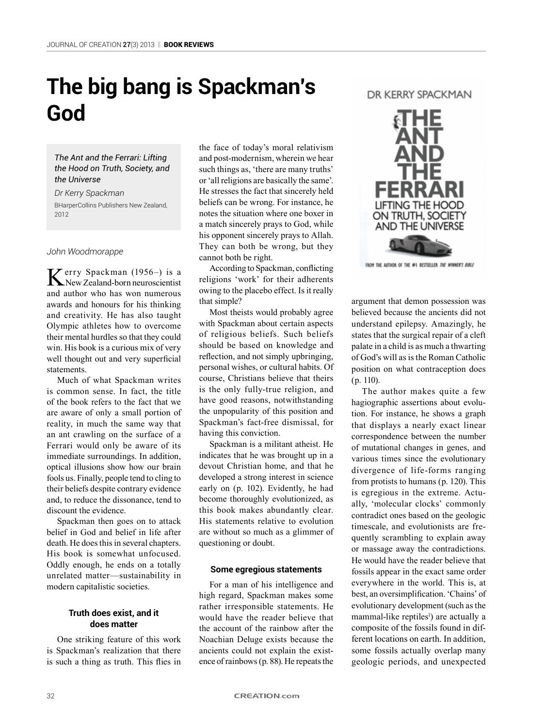# The big bang is Spackman's God

*The Ant and the Ferrari: Lifting the Hood on Truth, Society, and the Universe*

*Dr Kerry Spackman*

BHarperCollins Publishers New Zealand, 2012

*John Woodmorappe*

Kerry Spackman (1956–) is a New Zealand-born neuroscientist and author who has won numerous awards and honours for his thinking and creativity. He has also taught Olympic athletes how to overcome their mental hurdles so that they could win. His book is a curious mix of very well thought out and very superficial statements.

Much of what Spackman writes is common sense. In fact, the title of the book refers to the fact that we are aware of only a small portion of reality, in much the same way that an ant crawling on the surface of a Ferrari would only be aware of its immediate surroundings. In addition, optical illusions show how our brain fools us. Finally, people tend to cling to their beliefs despite contrary evidence and, to reduce the dissonance, tend to discount the evidence.

Spackman then goes on to attack belief in God and belief in life after death. He does this in several chapters. His book is somewhat unfocused. Oddly enough, he ends on a totally unrelated matter—sustainability in modern capitalistic societies.

### Truth does exist, and it does matter

One striking feature of this work is Spackman's realization that there is such a thing as truth. This flies in the face of today's moral relativism and post-modernism, wherein we hear such things as, 'there are many truths' or 'all religions are basically the same'. He stresses the fact that sincerely held beliefs can be wrong. For instance, he notes the situation where one boxer in a match sincerely prays to God, while his opponent sincerely prays to Allah. They can both be wrong, but they cannot both be right.

According to Spackman, conflicting religions 'work' for their adherents owing to the placebo effect. Is it really that simple?

Most theists would probably agree with Spackman about certain aspects of religious beliefs. Such beliefs should be based on knowledge and reflection, and not simply upbringing, personal wishes, or cultural habits. Of course, Christians believe that theirs is the only fully-true religion, and have good reasons, notwithstanding the unpopularity of this position and Spackman's fact-free dismissal, for having this conviction.

Spackman is a militant atheist. He indicates that he was brought up in a devout Christian home, and that he developed a strong interest in science early on (p. 102). Evidently, he had become thoroughly evolutionized, as this book makes abundantly clear. His statements relative to evolution are without so much as a glimmer of questioning or doubt.

### Some egregious statements

For a man of his intelligence and high regard, Spackman makes some rather irresponsible statements. He would have the reader believe that the account of the rainbow after the Noachian Deluge exists because the ancients could not explain the existence of rainbows (p. 88). He repeats the argument that demon possession was believed because the ancients did not understand epilepsy. Amazingly, he states that the surgical repair of a cleft palate in a child is as much a thwarting of God's will as is the Roman Catholic position on what contraception does (p. 110).

The author makes quite a few hagiographic assertions about evolution. For instance, he shows a graph that displays a nearly exact linear correspondence between the number of mutational changes in genes, and various times since the evolutionary divergence of life-forms ranging from protists to humans (p. 120). This is egregious in the extreme. Actually, 'molecular clocks' commonly contradict ones based on the geologic timescale, and evolutionists are frequently scrambling to explain away or massage away the contradictions. He would have the reader believe that fossils appear in the exact same order everywhere in the world. This is, at best, an oversimplification. 'Chains' of evolutionary development (such as the mammal-like reptiles[1]) are actually a composite of the fossils found in different locations on earth. In addition, some fossils actually overlap many geologic periods, and unexpected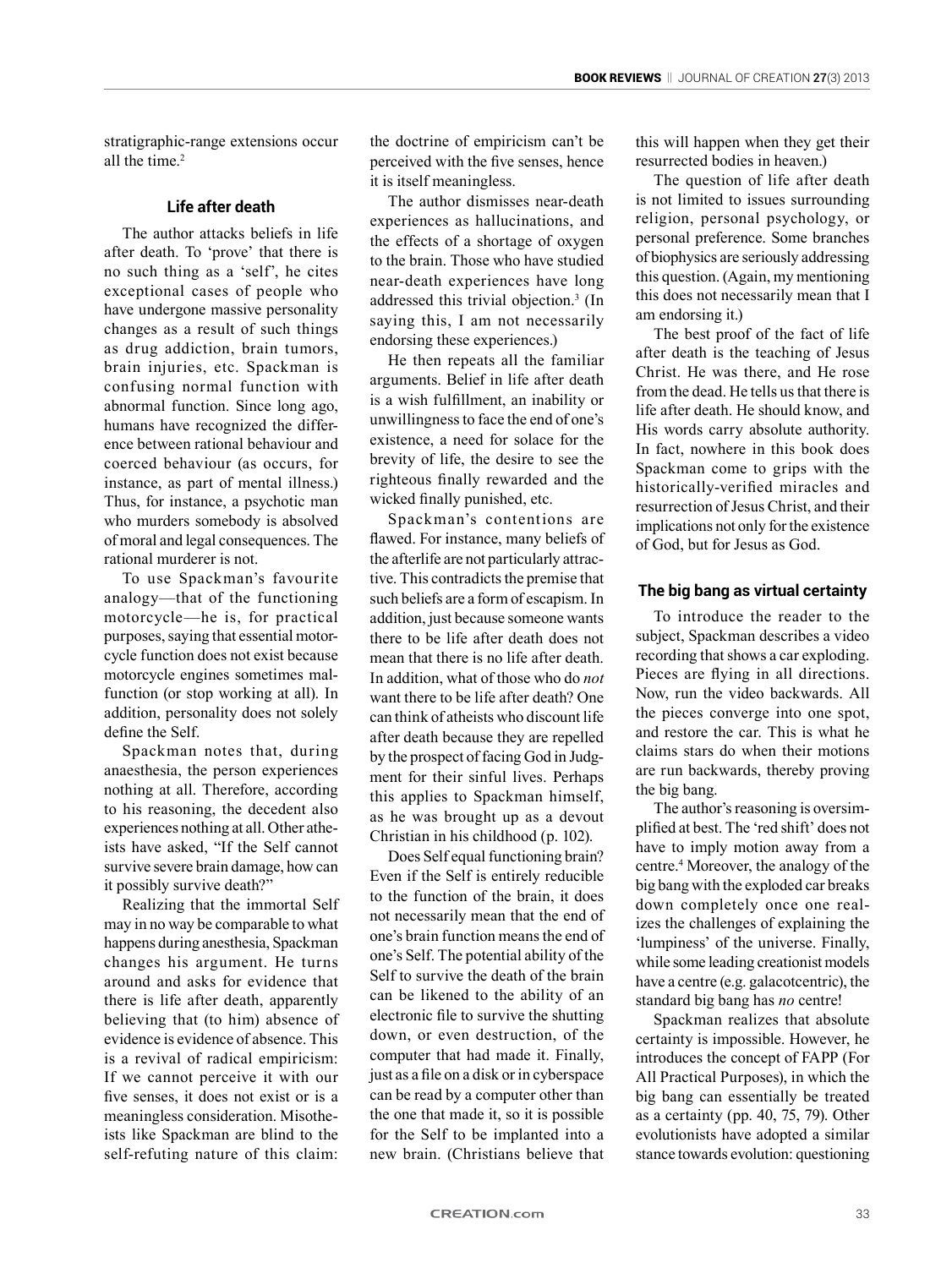stratigraphic-range extensions occur all the time.[2]

### Life after death

The author attacks beliefs in life after death. To 'prove' that there is no such thing as a 'self', he cites exceptional cases of people who have undergone massive personality changes as a result of such things as drug addiction, brain tumors, brain injuries, etc. Spackman is confusing normal function with abnormal function. Since long ago, humans have recognized the difference between rational behaviour and coerced behaviour (as occurs, for instance, as part of mental illness.) Thus, for instance, a psychotic man who murders somebody is absolved of moral and legal consequences. The rational murderer is not.

To use Spackman's favourite analogy—that of the functioning motorcycle—he is, for practical purposes, saying that essential motorcycle function does not exist because motorcycle engines sometimes malfunction (or stop working at all). In addition, personality does not solely define the Self.

Spackman notes that, during anaesthesia, the person experiences nothing at all. Therefore, according to his reasoning, the decedent also experiences nothing at all. Other atheists have asked, "If the Self cannot survive severe brain damage, how can it possibly survive death?"

Realizing that the immortal Self may in no way be comparable to what happens during anesthesia, Spackman changes his argument. He turns around and asks for evidence that there is life after death, apparently believing that (to him) absence of evidence is evidence of absence. This is a revival of radical empiricism: If we cannot perceive it with our five senses, it does not exist or is a meaningless consideration. Misotheists like Spackman are blind to the self-refuting nature of this claim: the doctrine of empiricism can't be perceived with the five senses, hence it is itself meaningless.

The author dismisses near-death experiences as hallucinations, and the effects of a shortage of oxygen to the brain. Those who have studied near-death experiences have long addressed this trivial objection.[3] (In saying this, I am not necessarily endorsing these experiences.)

He then repeats all the familiar arguments. Belief in life after death is a wish fulfillment, an inability or unwillingness to face the end of one's existence, a need for solace for the brevity of life, the desire to see the righteous finally rewarded and the wicked finally punished, etc.

Spackman's contentions are flawed. For instance, many beliefs of the afterlife are not particularly attractive. This contradicts the premise that such beliefs are a form of escapism. In addition, just because someone wants there to be life after death does not mean that there is no life after death. In addition, what of those who do *not* want there to be life after death? One can think of atheists who discount life after death because they are repelled by the prospect of facing God in Judgment for their sinful lives. Perhaps this applies to Spackman himself, as he was brought up as a devout Christian in his childhood (p. 102).

Does Self equal functioning brain? Even if the Self is entirely reducible to the function of the brain, it does not necessarily mean that the end of one's brain function means the end of one's Self. The potential ability of the Self to survive the death of the brain can be likened to the ability of an electronic file to survive the shutting down, or even destruction, of the computer that had made it. Finally, just as a file on a disk or in cyberspace can be read by a computer other than the one that made it, so it is possible for the Self to be implanted into a new brain. (Christians believe that this will happen when they get their resurrected bodies in heaven.)

The question of life after death is not limited to issues surrounding religion, personal psychology, or personal preference. Some branches of biophysics are seriously addressing this question. (Again, my mentioning this does not necessarily mean that I am endorsing it.)

The best proof of the fact of life after death is the teaching of Jesus Christ. He was there, and He rose from the dead. He tells us that there is life after death. He should know, and His words carry absolute authority. In fact, nowhere in this book does Spackman come to grips with the historically-verified miracles and resurrection of Jesus Christ, and their implications not only for the existence of God, but for Jesus as God.

### The big bang as virtual certainty

To introduce the reader to the subject, Spackman describes a video recording that shows a car exploding. Pieces are flying in all directions. Now, run the video backwards. All the pieces converge into one spot, and restore the car. This is what he claims stars do when their motions are run backwards, thereby proving the big bang.

The author's reasoning is oversimplified at best. The 'red shift' does not have to imply motion away from a centre.[4] Moreover, the analogy of the big bang with the exploded car breaks down completely once one realizes the challenges of explaining the 'lumpiness' of the universe. Finally, while some leading creationist models have a centre (e.g. galacotcentric), the standard big bang has *no* centre!

Spackman realizes that absolute certainty is impossible. However, he introduces the concept of FAPP (For All Practical Purposes), in which the big bang can essentially be treated as a certainty (pp. 40, 75, 79). Other evolutionists have adopted a similar stance towards evolution: questioning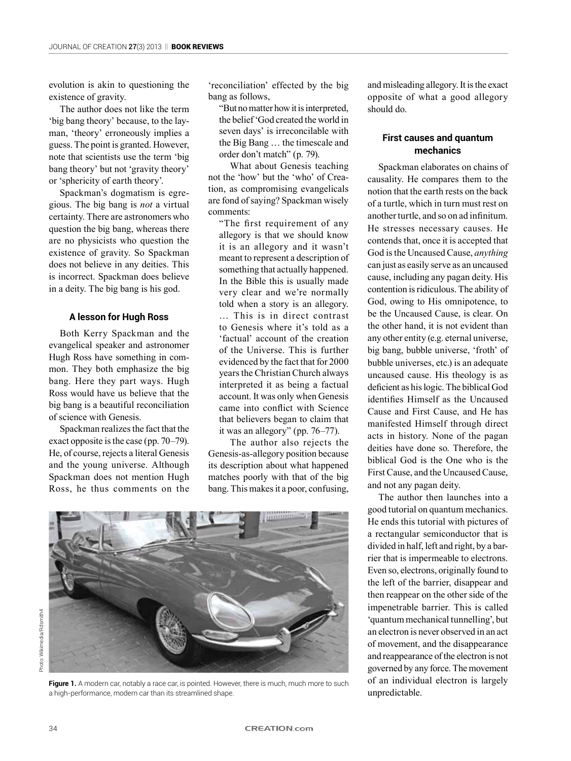evolution is akin to questioning the existence of gravity.

The author does not like the term 'big bang theory' because, to the layman, 'theory' erroneously implies a guess. The point is granted. However, note that scientists use the term 'big bang theory' but not 'gravity theory' or 'sphericity of earth theory'.

Spackman's dogmatism is egregious. The big bang is *not* a virtual certainty. There are astronomers who question the big bang, whereas there are no physicists who question the existence of gravity. So Spackman does not believe in any deities. This is incorrect. Spackman does believe in a deity. The big bang is his god.

### A lesson for Hugh Ross

Both Kerry Spackman and the evangelical speaker and astronomer Hugh Ross have something in common. They both emphasize the big bang. Here they part ways. Hugh Ross would have us believe that the big bang is a beautiful reconciliation of science with Genesis.

Spackman realizes the fact that the exact opposite is the case (pp. 70–79). He, of course, rejects a literal Genesis and the young universe. Although Spackman does not mention Hugh Ross, he thus comments on the 'reconciliation' effected by the big bang as follows,

> "But no matter how it is interpreted, the belief 'God created the world in seven days' is irreconcilable with the Big Bang … the timescale and order don't match" (p. 79).

What about Genesis teaching not the 'how' but the 'who' of Creation, as compromising evangelicals are fond of saying? Spackman wisely comments:

> "The first requirement of any allegory is that we should know it is an allegory and it wasn't meant to represent a description of something that actually happened. In the Bible this is usually made very clear and we're normally told when a story is an allegory. … This is in direct contrast to Genesis where it's told as a 'factual' account of the creation of the Universe. This is further evidenced by the fact that for 2000 years the Christian Church always interpreted it as being a factual account. It was only when Genesis came into conflict with Science that believers began to claim that it was an allegory" (pp. 76–77).

The author also rejects the Genesis-as-allegory position because its description about what happened matches poorly with that of the big bang. This makes it a poor, confusing, and misleading allegory. It is the exact opposite of what a good allegory should do.

Photo: Wikimedia/Rdsmith4

**Figure 1.** A modern car, notably a race car, is pointed. However, there is much, much more to such a high-performance, modern car than its streamlined shape.

### First causes and quantum mechanics

Spackman elaborates on chains of causality. He compares them to the notion that the earth rests on the back of a turtle, which in turn must rest on another turtle, and so on ad infinitum. He stresses necessary causes. He contends that, once it is accepted that God is the Uncaused Cause, *anything* can just as easily serve as an uncaused cause, including any pagan deity. His contention is ridiculous. The ability of God, owing to His omnipotence, to be the Uncaused Cause, is clear. On the other hand, it is not evident than any other entity (e.g. eternal universe, big bang, bubble universe, 'froth' of bubble universes, etc.) is an adequate uncaused cause. His theology is as deficient as his logic. The biblical God identifies Himself as the Uncaused Cause and First Cause, and He has manifested Himself through direct acts in history. None of the pagan deities have done so. Therefore, the biblical God is the One who is the First Cause, and the Uncaused Cause, and not any pagan deity.

The author then launches into a good tutorial on quantum mechanics. He ends this tutorial with pictures of a rectangular semiconductor that is divided in half, left and right, by a barrier that is impermeable to electrons. Even so, electrons, originally found to the left of the barrier, disappear and then reappear on the other side of the impenetrable barrier. This is called 'quantum mechanical tunnelling', but an electron is never observed in an act of movement, and the disappearance and reappearance of the electron is not governed by any force. The movement of an individual electron is largely unpredictable.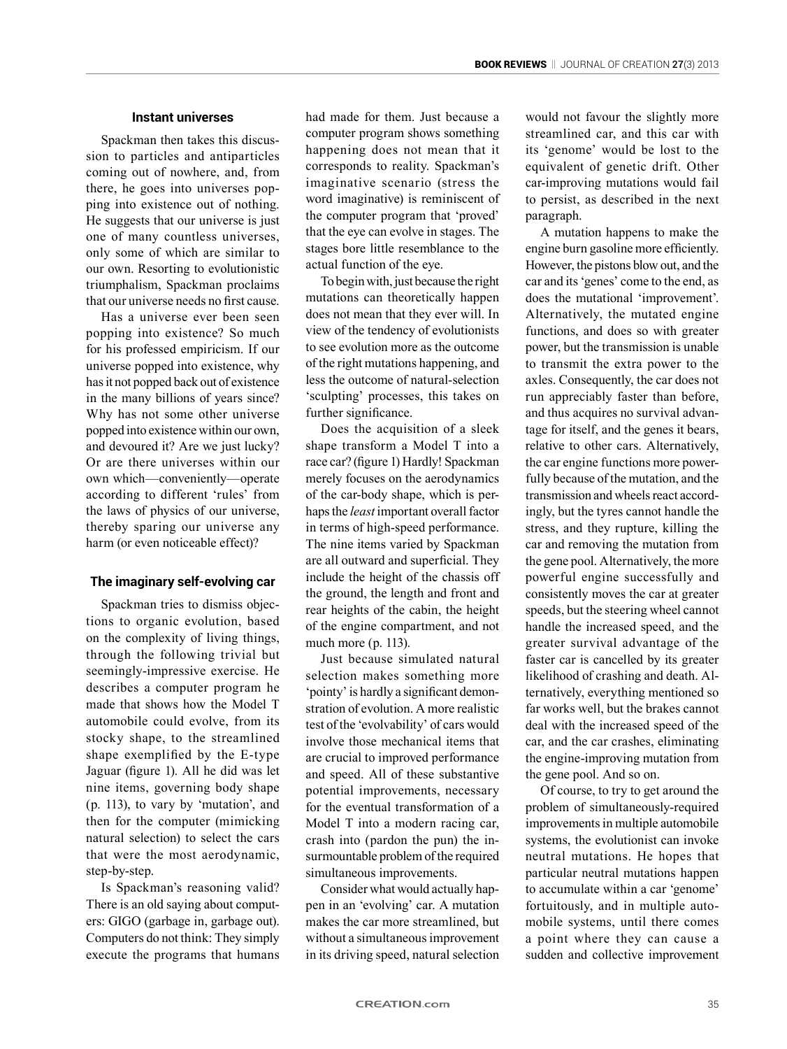### Instant universes

Spackman then takes this discussion to particles and antiparticles coming out of nowhere, and, from there, he goes into universes popping into existence out of nothing. He suggests that our universe is just one of many countless universes, only some of which are similar to our own. Resorting to evolutionistic triumphalism, Spackman proclaims that our universe needs no first cause.

Has a universe ever been seen popping into existence? So much for his professed empiricism. If our universe popped into existence, why has it not popped back out of existence in the many billions of years since? Why has not some other universe popped into existence within our own, and devoured it? Are we just lucky? Or are there universes within our own which—conveniently—operate according to different 'rules' from the laws of physics of our universe, thereby sparing our universe any harm (or even noticeable effect)?

### The imaginary self-evolving car

Spackman tries to dismiss objections to organic evolution, based on the complexity of living things, through the following trivial but seemingly-impressive exercise. He describes a computer program he made that shows how the Model T automobile could evolve, from its stocky shape, to the streamlined shape exemplified by the E-type Jaguar (figure 1). All he did was let nine items, governing body shape (p. 113), to vary by 'mutation', and then for the computer (mimicking natural selection) to select the cars that were the most aerodynamic, step-by-step.

Is Spackman's reasoning valid? There is an old saying about computers: GIGO (garbage in, garbage out). Computers do not think: They simply execute the programs that humans had made for them. Just because a computer program shows something happening does not mean that it corresponds to reality. Spackman's imaginative scenario (stress the word imaginative) is reminiscent of the computer program that 'proved' that the eye can evolve in stages. The stages bore little resemblance to the actual function of the eye.

To begin with, just because the right mutations can theoretically happen does not mean that they ever will. In view of the tendency of evolutionists to see evolution more as the outcome of the right mutations happening, and less the outcome of natural-selection 'sculpting' processes, this takes on further significance.

Does the acquisition of a sleek shape transform a Model T into a race car? (figure 1) Hardly! Spackman merely focuses on the aerodynamics of the car-body shape, which is perhaps the *least* important overall factor in terms of high-speed performance. The nine items varied by Spackman are all outward and superficial. They include the height of the chassis off the ground, the length and front and rear heights of the cabin, the height of the engine compartment, and not much more (p. 113).

Just because simulated natural selection makes something more 'pointy' is hardly a significant demonstration of evolution. A more realistic test of the 'evolvability' of cars would involve those mechanical items that are crucial to improved performance and speed. All of these substantive potential improvements, necessary for the eventual transformation of a Model T into a modern racing car, crash into (pardon the pun) the insurmountable problem of the required simultaneous improvements.

Consider what would actually happen in an 'evolving' car. A mutation makes the car more streamlined, but without a simultaneous improvement in its driving speed, natural selection would not favour the slightly more streamlined car, and this car with its 'genome' would be lost to the equivalent of genetic drift. Other car-improving mutations would fail to persist, as described in the next paragraph.

A mutation happens to make the engine burn gasoline more efficiently. However, the pistons blow out, and the car and its 'genes' come to the end, as does the mutational 'improvement'. Alternatively, the mutated engine functions, and does so with greater power, but the transmission is unable to transmit the extra power to the axles. Consequently, the car does not run appreciably faster than before, and thus acquires no survival advantage for itself, and the genes it bears, relative to other cars. Alternatively, the car engine functions more powerfully because of the mutation, and the transmission and wheels react accordingly, but the tyres cannot handle the stress, and they rupture, killing the car and removing the mutation from the gene pool. Alternatively, the more powerful engine successfully and consistently moves the car at greater speeds, but the steering wheel cannot handle the increased speed, and the greater survival advantage of the faster car is cancelled by its greater likelihood of crashing and death. Alternatively, everything mentioned so far works well, but the brakes cannot deal with the increased speed of the car, and the car crashes, eliminating the engine-improving mutation from the gene pool. And so on.

Of course, to try to get around the problem of simultaneously-required improvements in multiple automobile systems, the evolutionist can invoke neutral mutations. He hopes that particular neutral mutations happen to accumulate within a car 'genome' fortuitously, and in multiple automobile systems, until there comes a point where they can cause a sudden and collective improvement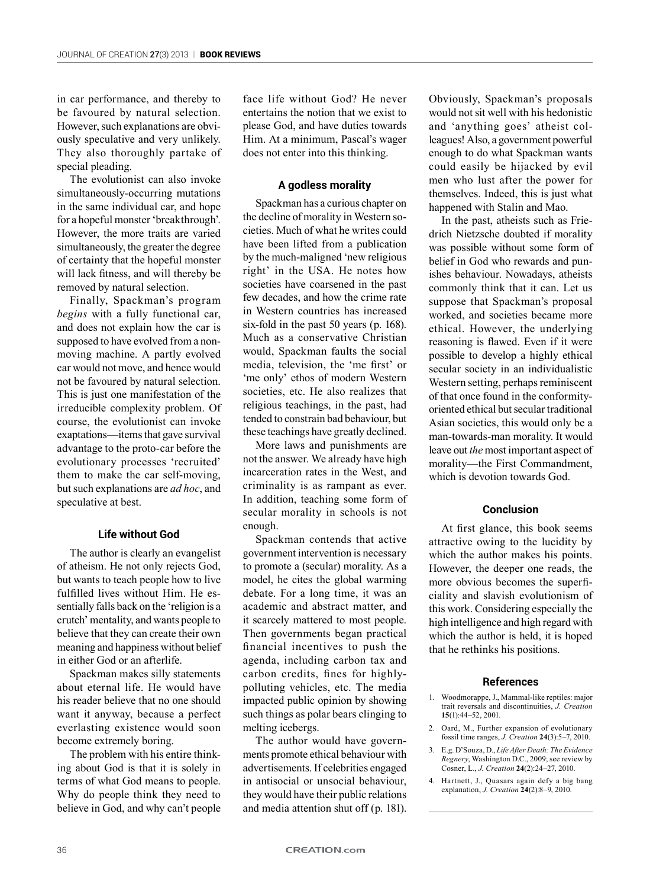in car performance, and thereby to be favoured by natural selection. However, such explanations are obviously speculative and very unlikely. They also thoroughly partake of special pleading.

The evolutionist can also invoke simultaneously-occurring mutations in the same individual car, and hope for a hopeful monster 'breakthrough'. However, the more traits are varied simultaneously, the greater the degree of certainty that the hopeful monster will lack fitness, and will thereby be removed by natural selection.

Finally, Spackman's program *begins* with a fully functional car, and does not explain how the car is supposed to have evolved from a non-moving machine. A partly evolved car would not move, and hence would not be favoured by natural selection. This is just one manifestation of the irreducible complexity problem. Of course, the evolutionist can invoke exaptations—items that gave survival advantage to the proto-car before the evolutionary processes 'recruited' them to make the car self-moving, but such explanations are *ad hoc*, and speculative at best.

### Life without God

The author is clearly an evangelist of atheism. He not only rejects God, but wants to teach people how to live fulfilled lives without Him. He essentially falls back on the 'religion is a crutch' mentality, and wants people to believe that they can create their own meaning and happiness without belief in either God or an afterlife.

Spackman makes silly statements about eternal life. He would have his reader believe that no one should want it anyway, because a perfect everlasting existence would soon become extremely boring.

The problem with his entire thinking about God is that it is solely in terms of what God means to people. Why do people think they need to believe in God, and why can't people face life without God? He never entertains the notion that we exist to please God, and have duties towards Him. At a minimum, Pascal's wager does not enter into this thinking.

### A godless morality

Spackman has a curious chapter on the decline of morality in Western societies. Much of what he writes could have been lifted from a publication by the much-maligned 'new religious right' in the USA. He notes how societies have coarsened in the past few decades, and how the crime rate in Western countries has increased six-fold in the past 50 years (p. 168). Much as a conservative Christian would, Spackman faults the social media, television, the 'me first' or 'me only' ethos of modern Western societies, etc. He also realizes that religious teachings, in the past, had tended to constrain bad behaviour, but these teachings have greatly declined.

More laws and punishments are not the answer. We already have high incarceration rates in the West, and criminality is as rampant as ever. In addition, teaching some form of secular morality in schools is not enough.

Spackman contends that active government intervention is necessary to promote a (secular) morality. As a model, he cites the global warming debate. For a long time, it was an academic and abstract matter, and it scarcely mattered to most people. Then governments began practical financial incentives to push the agenda, including carbon tax and carbon credits, fines for highly-polluting vehicles, etc. The media impacted public opinion by showing such things as polar bears clinging to melting icebergs.

The author would have governments promote ethical behaviour with advertisements. If celebrities engaged in antisocial or unsocial behaviour, they would have their public relations and media attention shut off (p. 181). Obviously, Spackman's proposals would not sit well with his hedonistic and 'anything goes' atheist colleagues! Also, a government powerful enough to do what Spackman wants could easily be hijacked by evil men who lust after the power for themselves. Indeed, this is just what happened with Stalin and Mao.

In the past, atheists such as Friedrich Nietzsche doubted if morality was possible without some form of belief in God who rewards and punishes behaviour. Nowadays, atheists commonly think that it can. Let us suppose that Spackman's proposal worked, and societies became more ethical. However, the underlying reasoning is flawed. Even if it were possible to develop a highly ethical secular society in an individualistic Western setting, perhaps reminiscent of that once found in the conformity-oriented ethical but secular traditional Asian societies, this would only be a man-towards-man morality. It would leave out *the* most important aspect of morality—the First Commandment, which is devotion towards God.

### Conclusion

At first glance, this book seems attractive owing to the lucidity by which the author makes his points. However, the deeper one reads, the more obvious becomes the superficiality and slavish evolutionism of this work. Considering especially the high intelligence and high regard with which the author is held, it is hoped that he rethinks his positions.

### References

1. Woodmorappe, J., Mammal-like reptiles: major trait reversals and discontinuities, *J. Creation* **15**(1):44–52, 2001.
2. Oard, M., Further expansion of evolutionary fossil time ranges, *J. Creation* **24**(3):5–7, 2010.
3. E.g. D'Souza, D., *Life After Death: The Evidence Regnery*, Washington D.C., 2009; see review by Cosner, L., *J. Creation* **24**(2):24–27, 2010.
4. Hartnett, J., Quasars again defy a big bang explanation, *J. Creation* **24**(2):8–9, 2010.